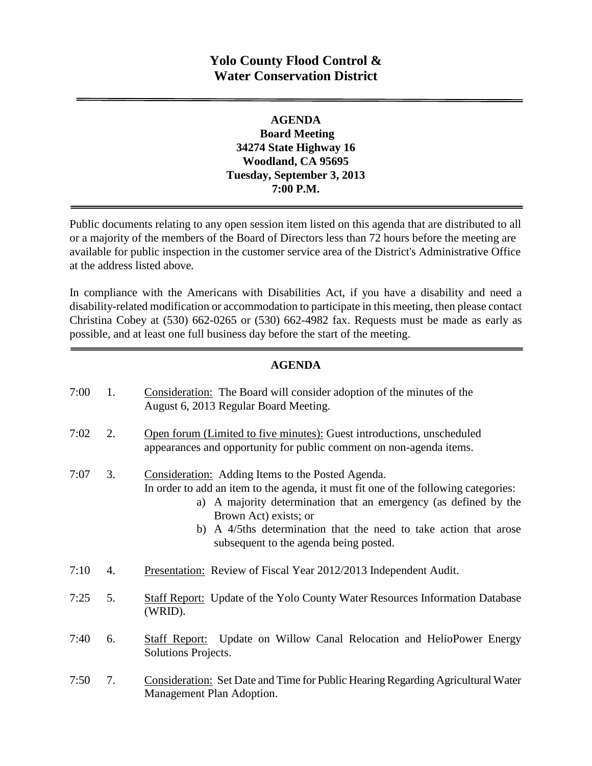# Yolo County Flood Control & Water Conservation District

---

**AGENDA**
**Board Meeting**
**34274 State Highway 16**
**Woodland, CA 95695**
**Tuesday, September 3, 2013**
**7:00 P.M.**

---

Public documents relating to any open session item listed on this agenda that are distributed to all or a majority of the members of the Board of Directors less than 72 hours before the meeting are available for public inspection in the customer service area of the District's Administrative Office at the address listed above.

In compliance with the Americans with Disabilities Act, if you have a disability and need a disability-related modification or accommodation to participate in this meeting, then please contact Christina Cobey at (530) 662-0265 or (530) 662-4982 fax. Requests must be made as early as possible, and at least one full business day before the start of the meeting.

---

## AGENDA

7:00 1. Consideration: The Board will consider adoption of the minutes of the August 6, 2013 Regular Board Meeting.

7:02 2. Open forum (Limited to five minutes): Guest introductions, unscheduled appearances and opportunity for public comment on non-agenda items.

7:07 3. Consideration: Adding Items to the Posted Agenda.
In order to add an item to the agenda, it must fit one of the following categories:
   a) A majority determination that an emergency (as defined by the Brown Act) exists; or
   b) A 4/5ths determination that the need to take action that arose subsequent to the agenda being posted.

7:10 4. Presentation: Review of Fiscal Year 2012/2013 Independent Audit.

7:25 5. Staff Report: Update of the Yolo County Water Resources Information Database (WRID).

7:40 6. Staff Report: Update on Willow Canal Relocation and HelioPower Energy Solutions Projects.

7:50 7. Consideration: Set Date and Time for Public Hearing Regarding Agricultural Water Management Plan Adoption.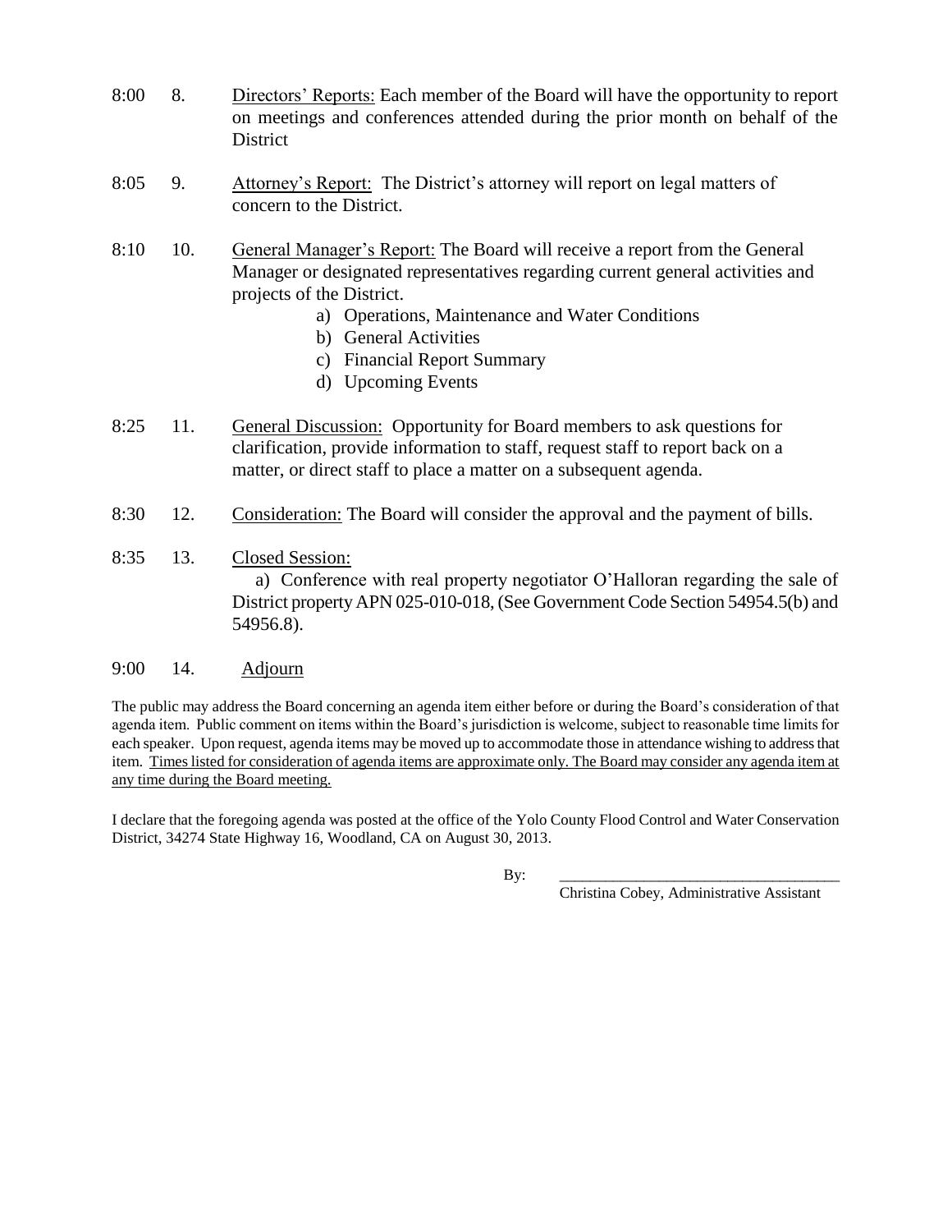8:00 8. <u>Directors' Reports:</u> Each member of the Board will have the opportunity to report on meetings and conferences attended during the prior month on behalf of the District

8:05 9. <u>Attorney's Report:</u> The District's attorney will report on legal matters of concern to the District.

8:10 10. <u>General Manager's Report:</u> The Board will receive a report from the General Manager or designated representatives regarding current general activities and projects of the District.

a) Operations, Maintenance and Water Conditions
b) General Activities
c) Financial Report Summary
d) Upcoming Events

8:25 11. <u>General Discussion:</u> Opportunity for Board members to ask questions for clarification, provide information to staff, request staff to report back on a matter, or direct staff to place a matter on a subsequent agenda.

8:30 12. <u>Consideration:</u> The Board will consider the approval and the payment of bills.

8:35 13. <u>Closed Session:</u>

a) Conference with real property negotiator O'Halloran regarding the sale of District property APN 025-010-018, (See Government Code Section 54954.5(b) and 54956.8).

9:00 14. <u>Adjourn</u>

The public may address the Board concerning an agenda item either before or during the Board's consideration of that agenda item. Public comment on items within the Board's jurisdiction is welcome, subject to reasonable time limits for each speaker. Upon request, agenda items may be moved up to accommodate those in attendance wishing to address that item. <u>Times listed for consideration of agenda items are approximate only. The Board may consider any agenda item at any time during the Board meeting.</u>

I declare that the foregoing agenda was posted at the office of the Yolo County Flood Control and Water Conservation District, 34274 State Highway 16, Woodland, CA on August 30, 2013.

By: ____________________________________

Christina Cobey, Administrative Assistant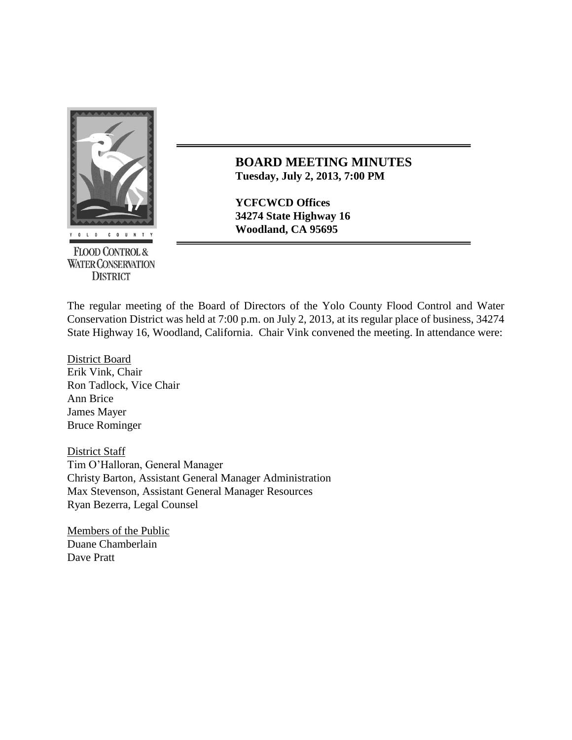**BOARD MEETING MINUTES**
**Tuesday, July 2, 2013, 7:00 PM**

**YCFCWCD Offices**
**34274 State Highway 16**
**Woodland, CA 95695**

The regular meeting of the Board of Directors of the Yolo County Flood Control and Water Conservation District was held at 7:00 p.m. on July 2, 2013, at its regular place of business, 34274 State Highway 16, Woodland, California. Chair Vink convened the meeting. In attendance were:

District Board
Erik Vink, Chair
Ron Tadlock, Vice Chair
Ann Brice
James Mayer
Bruce Rominger

District Staff
Tim O'Halloran, General Manager
Christy Barton, Assistant General Manager Administration
Max Stevenson, Assistant General Manager Resources
Ryan Bezerra, Legal Counsel

Members of the Public
Duane Chamberlain
Dave Pratt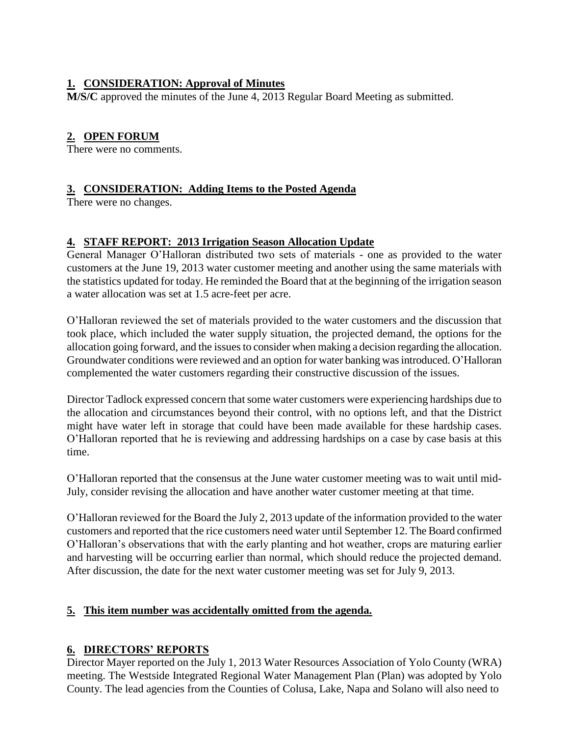## 1. CONSIDERATION: Approval of Minutes

**M/S/C** approved the minutes of the June 4, 2013 Regular Board Meeting as submitted.

## 2. OPEN FORUM

There were no comments.

## 3. CONSIDERATION: Adding Items to the Posted Agenda

There were no changes.

## 4. STAFF REPORT: 2013 Irrigation Season Allocation Update

General Manager O'Halloran distributed two sets of materials - one as provided to the water customers at the June 19, 2013 water customer meeting and another using the same materials with the statistics updated for today. He reminded the Board that at the beginning of the irrigation season a water allocation was set at 1.5 acre-feet per acre.

O'Halloran reviewed the set of materials provided to the water customers and the discussion that took place, which included the water supply situation, the projected demand, the options for the allocation going forward, and the issues to consider when making a decision regarding the allocation. Groundwater conditions were reviewed and an option for water banking was introduced. O'Halloran complemented the water customers regarding their constructive discussion of the issues.

Director Tadlock expressed concern that some water customers were experiencing hardships due to the allocation and circumstances beyond their control, with no options left, and that the District might have water left in storage that could have been made available for these hardship cases. O'Halloran reported that he is reviewing and addressing hardships on a case by case basis at this time.

O'Halloran reported that the consensus at the June water customer meeting was to wait until mid-July, consider revising the allocation and have another water customer meeting at that time.

O'Halloran reviewed for the Board the July 2, 2013 update of the information provided to the water customers and reported that the rice customers need water until September 12. The Board confirmed O'Halloran's observations that with the early planting and hot weather, crops are maturing earlier and harvesting will be occurring earlier than normal, which should reduce the projected demand. After discussion, the date for the next water customer meeting was set for July 9, 2013.

## 5. This item number was accidentally omitted from the agenda.

## 6. DIRECTORS' REPORTS

Director Mayer reported on the July 1, 2013 Water Resources Association of Yolo County (WRA) meeting. The Westside Integrated Regional Water Management Plan (Plan) was adopted by Yolo County. The lead agencies from the Counties of Colusa, Lake, Napa and Solano will also need to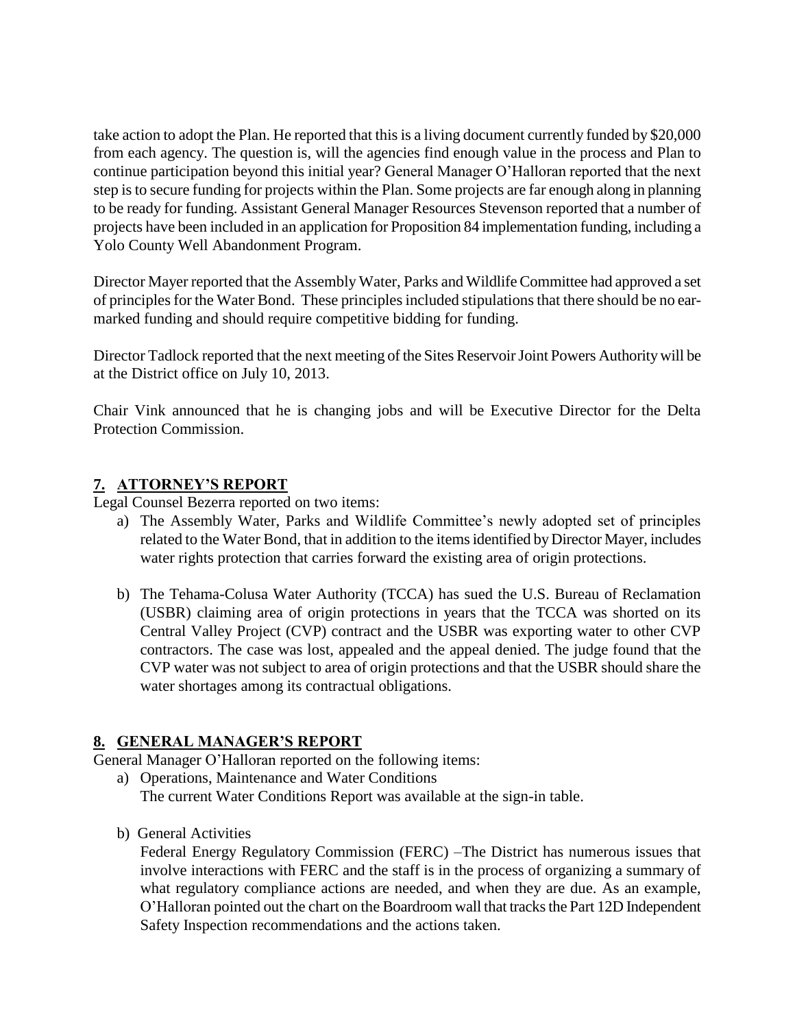take action to adopt the Plan. He reported that this is a living document currently funded by $20,000 from each agency. The question is, will the agencies find enough value in the process and Plan to continue participation beyond this initial year? General Manager O'Halloran reported that the next step is to secure funding for projects within the Plan. Some projects are far enough along in planning to be ready for funding. Assistant General Manager Resources Stevenson reported that a number of projects have been included in an application for Proposition 84 implementation funding, including a Yolo County Well Abandonment Program.

Director Mayer reported that the Assembly Water, Parks and Wildlife Committee had approved a set of principles for the Water Bond. These principles included stipulations that there should be no ear-marked funding and should require competitive bidding for funding.

Director Tadlock reported that the next meeting of the Sites Reservoir Joint Powers Authority will be at the District office on July 10, 2013.

Chair Vink announced that he is changing jobs and will be Executive Director for the Delta Protection Commission.

## 7. ATTORNEY'S REPORT

Legal Counsel Bezerra reported on two items:

a) The Assembly Water, Parks and Wildlife Committee's newly adopted set of principles related to the Water Bond, that in addition to the items identified by Director Mayer, includes water rights protection that carries forward the existing area of origin protections.

b) The Tehama-Colusa Water Authority (TCCA) has sued the U.S. Bureau of Reclamation (USBR) claiming area of origin protections in years that the TCCA was shorted on its Central Valley Project (CVP) contract and the USBR was exporting water to other CVP contractors. The case was lost, appealed and the appeal denied. The judge found that the CVP water was not subject to area of origin protections and that the USBR should share the water shortages among its contractual obligations.

## 8. GENERAL MANAGER'S REPORT

General Manager O'Halloran reported on the following items:

a) Operations, Maintenance and Water Conditions
The current Water Conditions Report was available at the sign-in table.

b) General Activities
Federal Energy Regulatory Commission (FERC) –The District has numerous issues that involve interactions with FERC and the staff is in the process of organizing a summary of what regulatory compliance actions are needed, and when they are due. As an example, O'Halloran pointed out the chart on the Boardroom wall that tracks the Part 12D Independent Safety Inspection recommendations and the actions taken.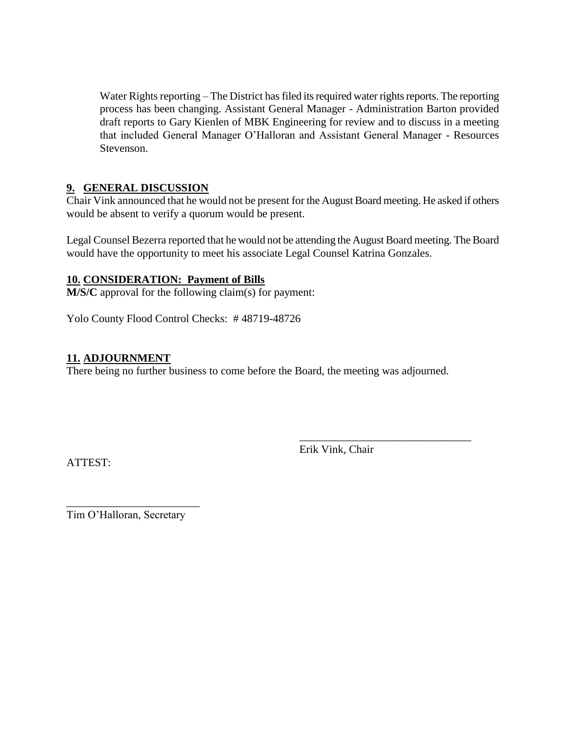Water Rights reporting – The District has filed its required water rights reports. The reporting process has been changing. Assistant General Manager - Administration Barton provided draft reports to Gary Kienlen of MBK Engineering for review and to discuss in a meeting that included General Manager O'Halloran and Assistant General Manager - Resources Stevenson.

## 9. GENERAL DISCUSSION

Chair Vink announced that he would not be present for the August Board meeting. He asked if others would be absent to verify a quorum would be present.

Legal Counsel Bezerra reported that he would not be attending the August Board meeting. The Board would have the opportunity to meet his associate Legal Counsel Katrina Gonzales.

## 10. CONSIDERATION: Payment of Bills

**M/S/C** approval for the following claim(s) for payment:

Yolo County Flood Control Checks: # 48719-48726

## 11. ADJOURNMENT

There being no further business to come before the Board, the meeting was adjourned.

\_\_\_\_\_\_\_\_\_\_\_\_\_\_\_\_\_\_\_\_\_\_\_\_\_\_\_\_\_\_\_\_
Erik Vink, Chair

ATTEST:

\_\_\_\_\_\_\_\_\_\_\_\_\_\_\_\_\_\_\_\_\_\_\_\_\_
Tim O'Halloran, Secretary